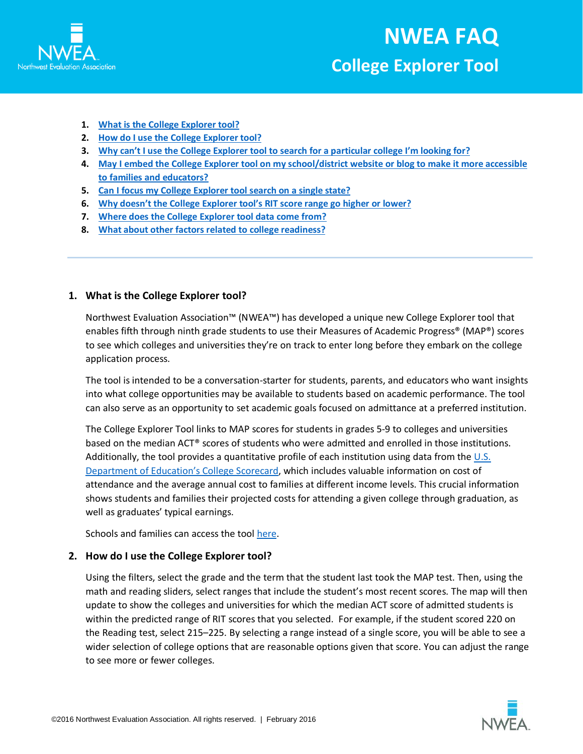# NWEA FAQ
## College Explorer Tool

1. [What is the College Explorer tool?](#)
2. [How do I use the College Explorer tool?](#)
3. [Why can't I use the College Explorer tool to search for a particular college I'm looking for?](#)
4. [May I embed the College Explorer tool on my school/district website or blog to make it more accessible to families and educators?](#)
5. [Can I focus my College Explorer tool search on a single state?](#)
6. [Why doesn't the College Explorer tool's RIT score range go higher or lower?](#)
7. [Where does the College Explorer tool data come from?](#)
8. [What about other factors related to college readiness?](#)

---

### 1. What is the College Explorer tool?

Northwest Evaluation Association™ (NWEA™) has developed a unique new College Explorer tool that enables fifth through ninth grade students to use their Measures of Academic Progress® (MAP®) scores to see which colleges and universities they're on track to enter long before they embark on the college application process.

The tool is intended to be a conversation-starter for students, parents, and educators who want insights into what college opportunities may be available to students based on academic performance. The tool can also serve as an opportunity to set academic goals focused on admittance at a preferred institution.

The College Explorer Tool links to MAP scores for students in grades 5-9 to colleges and universities based on the median ACT® scores of students who were admitted and enrolled in those institutions. Additionally, the tool provides a quantitative profile of each institution using data from the [U.S. Department of Education's College Scorecard](#), which includes valuable information on cost of attendance and the average annual cost to families at different income levels. This crucial information shows students and families their projected costs for attending a given college through graduation, as well as graduates' typical earnings.

Schools and families can access the tool [here](#).

### 2. How do I use the College Explorer tool?

Using the filters, select the grade and the term that the student last took the MAP test. Then, using the math and reading sliders, select ranges that include the student's most recent scores. The map will then update to show the colleges and universities for which the median ACT score of admitted students is within the predicted range of RIT scores that you selected. For example, if the student scored 220 on the Reading test, select 215–225. By selecting a range instead of a single score, you will be able to see a wider selection of college options that are reasonable options given that score. You can adjust the range to see more or fewer colleges.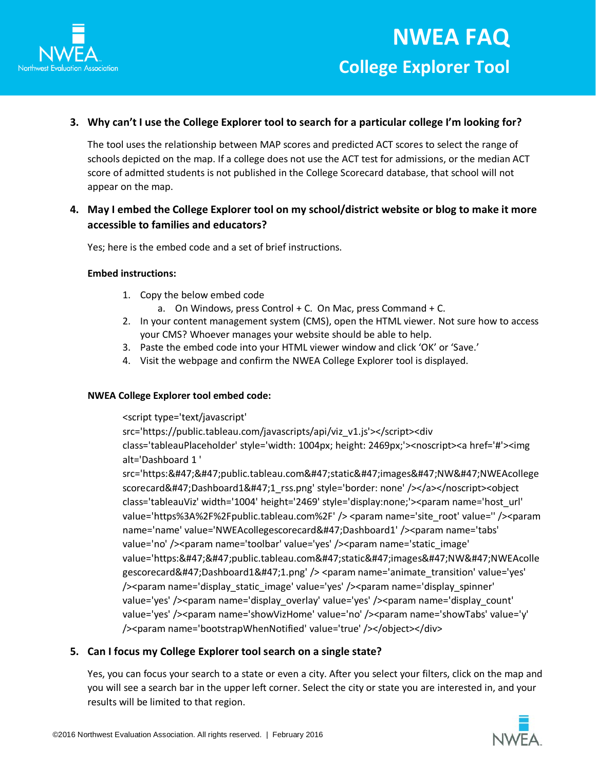3. **Why can't I use the College Explorer tool to search for a particular college I'm looking for?**

   The tool uses the relationship between MAP scores and predicted ACT scores to select the range of schools depicted on the map. If a college does not use the ACT test for admissions, or the median ACT score of admitted students is not published in the College Scorecard database, that school will not appear on the map.

4. **May I embed the College Explorer tool on my school/district website or blog to make it more accessible to families and educators?**

   Yes; here is the embed code and a set of brief instructions.

   **Embed instructions:**

   1. Copy the below embed code
      a. On Windows, press Control + C. On Mac, press Command + C.
   2. In your content management system (CMS), open the HTML viewer. Not sure how to access your CMS? Whoever manages your website should be able to help.
   3. Paste the embed code into your HTML viewer window and click 'OK' or 'Save.'
   4. Visit the webpage and confirm the NWEA College Explorer tool is displayed.

   **NWEA College Explorer tool embed code:**

```
<script type='text/javascript'
src='https://public.tableau.com/javascripts/api/viz_v1.js'></script><div
class='tableauPlaceholder' style='width: 1004px; height: 2469px;'><noscript><a href='#'><img
alt='Dashboard 1 '
src='https:&#47;&#47;public.tableau.com&#47;static&#47;images&#47;NW&#47;NWEAcollege
scorecard&#47;Dashboard1&#47;1_rss.png' style='border: none' /></a></noscript><object
class='tableauViz' width='1004' height='2469' style='display:none;'><param name='host_url'
value='https%3A%2F%2Fpublic.tableau.com%2F' /> <param name='site_root' value='' /><param
name='name' value='NWEAcollegescorecard&#47;Dashboard1' /><param name='tabs'
value='no' /><param name='toolbar' value='yes' /><param name='static_image'
value='https:&#47;&#47;public.tableau.com&#47;static&#47;images&#47;NW&#47;NWEAcolle
gescorecard&#47;Dashboard1&#47;1.png' /> <param name='animate_transition' value='yes'
/><param name='display_static_image' value='yes' /><param name='display_spinner'
value='yes' /><param name='display_overlay' value='yes' /><param name='display_count'
value='yes' /><param name='showVizHome' value='no' /><param name='showTabs' value='y'
/><param name='bootstrapWhenNotified' value='true' /></object></div>
```

5. **Can I focus my College Explorer tool search on a single state?**

   Yes, you can focus your search to a state or even a city. After you select your filters, click on the map and you will see a search bar in the upper left corner. Select the city or state you are interested in, and your results will be limited to that region.

©2016 Northwest Evaluation Association. All rights reserved. | February 2016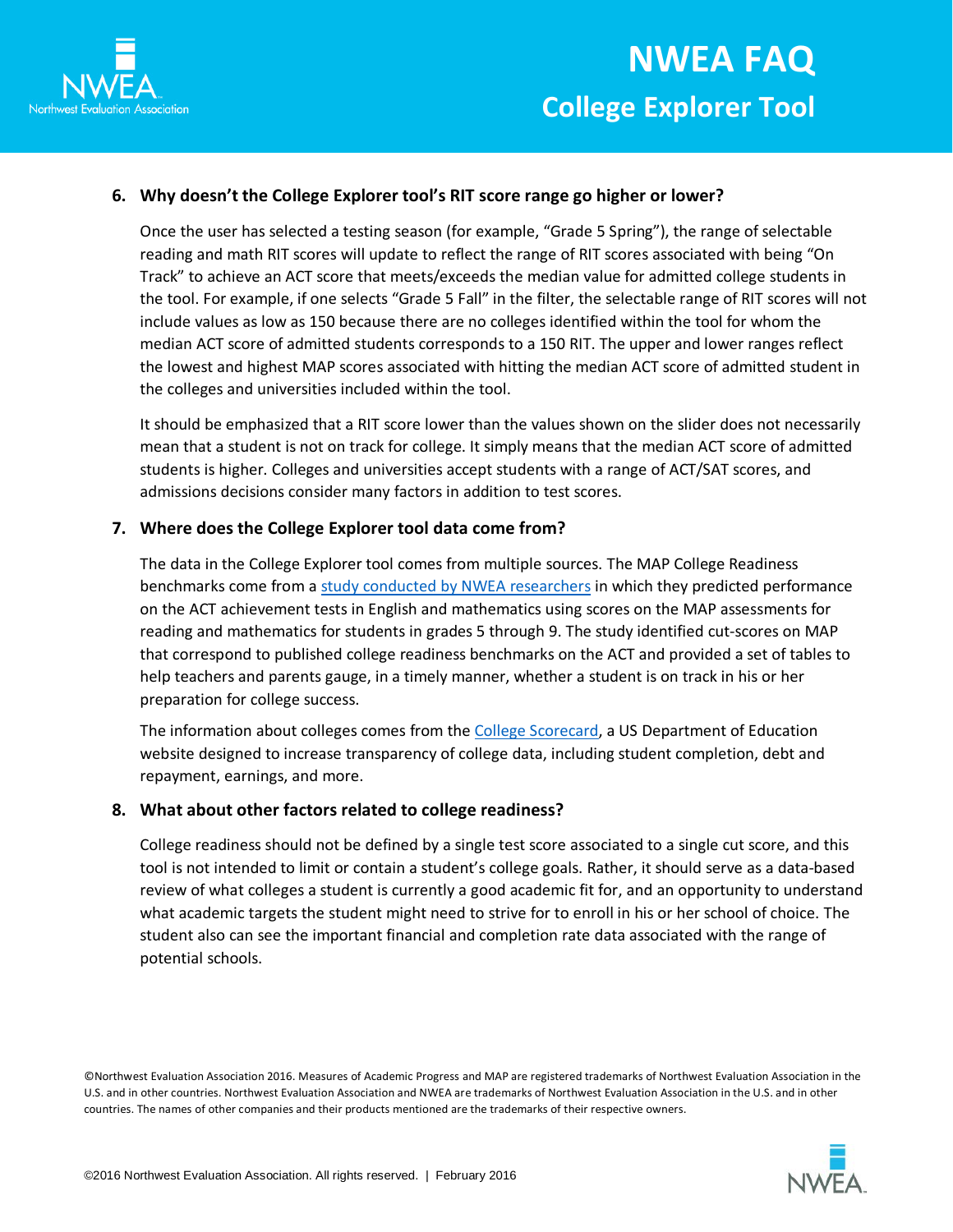6. **Why doesn't the College Explorer tool's RIT score range go higher or lower?**

   Once the user has selected a testing season (for example, "Grade 5 Spring"), the range of selectable reading and math RIT scores will update to reflect the range of RIT scores associated with being "On Track" to achieve an ACT score that meets/exceeds the median value for admitted college students in the tool. For example, if one selects "Grade 5 Fall" in the filter, the selectable range of RIT scores will not include values as low as 150 because there are no colleges identified within the tool for whom the median ACT score of admitted students corresponds to a 150 RIT. The upper and lower ranges reflect the lowest and highest MAP scores associated with hitting the median ACT score of admitted student in the colleges and universities included within the tool.

   It should be emphasized that a RIT score lower than the values shown on the slider does not necessarily mean that a student is not on track for college. It simply means that the median ACT score of admitted students is higher. Colleges and universities accept students with a range of ACT/SAT scores, and admissions decisions consider many factors in addition to test scores.

7. **Where does the College Explorer tool data come from?**

   The data in the College Explorer tool comes from multiple sources. The MAP College Readiness benchmarks come from a study conducted by NWEA researchers in which they predicted performance on the ACT achievement tests in English and mathematics using scores on the MAP assessments for reading and mathematics for students in grades 5 through 9. The study identified cut-scores on MAP that correspond to published college readiness benchmarks on the ACT and provided a set of tables to help teachers and parents gauge, in a timely manner, whether a student is on track in his or her preparation for college success.

   The information about colleges comes from the College Scorecard, a US Department of Education website designed to increase transparency of college data, including student completion, debt and repayment, earnings, and more.

8. **What about other factors related to college readiness?**

   College readiness should not be defined by a single test score associated to a single cut score, and this tool is not intended to limit or contain a student's college goals. Rather, it should serve as a data-based review of what colleges a student is currently a good academic fit for, and an opportunity to understand what academic targets the student might need to strive for to enroll in his or her school of choice. The student also can see the important financial and completion rate data associated with the range of potential schools.

©Northwest Evaluation Association 2016. Measures of Academic Progress and MAP are registered trademarks of Northwest Evaluation Association in the U.S. and in other countries. Northwest Evaluation Association and NWEA are trademarks of Northwest Evaluation Association in the U.S. and in other countries. The names of other companies and their products mentioned are the trademarks of their respective owners.